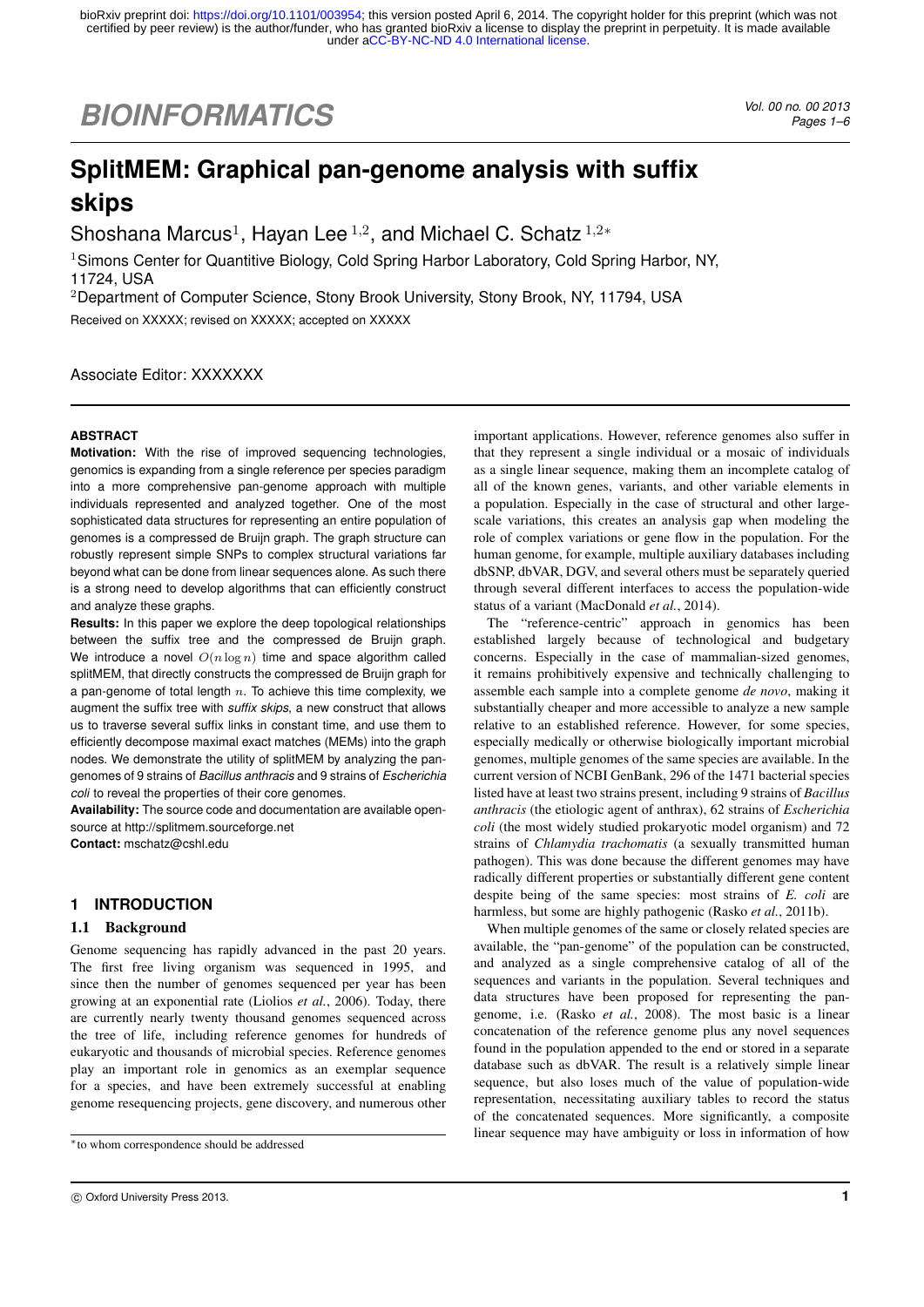# SplitMEM: Graphical pan-genome analysis with suffix skips

Shoshana Marcus[1], Hayan Lee[1,2], and Michael C. Schatz[1,2*]

[1]Simons Center for Quantitive Biology, Cold Spring Harbor Laboratory, Cold Spring Harbor, NY, 11724, USA

[2]Department of Computer Science, Stony Brook University, Stony Brook, NY, 11794, USA

Received on XXXXX; revised on XXXXX; accepted on XXXXX

Associate Editor: XXXXXXX

## ABSTRACT

**Motivation:** With the rise of improved sequencing technologies, genomics is expanding from a single reference per species paradigm into a more comprehensive pan-genome approach with multiple individuals represented and analyzed together. One of the most sophisticated data structures for representing an entire population of genomes is a compressed de Bruijn graph. The graph structure can robustly represent simple SNPs to complex structural variations far beyond what can be done from linear sequences alone. As such there is a strong need to develop algorithms that can efficiently construct and analyze these graphs.

**Results:** In this paper we explore the deep topological relationships between the suffix tree and the compressed de Bruijn graph. We introduce a novel $O(n \log n)$ time and space algorithm called splitMEM, that directly constructs the compressed de Bruijn graph for a pan-genome of total length $n$. To achieve this time complexity, we augment the suffix tree with *suffix skips*, a new construct that allows us to traverse several suffix links in constant time, and use them to efficiently decompose maximal exact matches (MEMs) into the graph nodes. We demonstrate the utility of splitMEM by analyzing the pan-genomes of 9 strains of *Bacillus anthracis* and 9 strains of *Escherichia coli* to reveal the properties of their core genomes.

**Availability:** The source code and documentation are available open-source at http://splitmem.sourceforge.net

**Contact:** mschatz@cshl.edu

## 1 INTRODUCTION

### 1.1 Background

Genome sequencing has rapidly advanced in the past 20 years. The first free living organism was sequenced in 1995, and since then the number of genomes sequenced per year has been growing at an exponential rate (Liolios *et al.*, 2006). Today, there are currently nearly twenty thousand genomes sequenced across the tree of life, including reference genomes for hundreds of eukaryotic and thousands of microbial species. Reference genomes play an important role in genomics as an exemplar sequence for a species, and have been extremely successful at enabling genome resequencing projects, gene discovery, and numerous other important applications. However, reference genomes also suffer in that they represent a single individual or a mosaic of individuals as a single linear sequence, making them an incomplete catalog of all of the known genes, variants, and other variable elements in a population. Especially in the case of structural and other large-scale variations, this creates an analysis gap when modeling the role of complex variations or gene flow in the population. For the human genome, for example, multiple auxiliary databases including dbSNP, dbVAR, DGV, and several others must be separately queried through several different interfaces to access the population-wide status of a variant (MacDonald *et al.*, 2014).

The "reference-centric" approach in genomics has been established largely because of technological and budgetary concerns. Especially in the case of mammalian-sized genomes, it remains prohibitively expensive and technically challenging to assemble each sample into a complete genome *de novo*, making it substantially cheaper and more accessible to analyze a new sample relative to an established reference. However, for some species, especially medically or otherwise biologically important microbial genomes, multiple genomes of the same species are available. In the current version of NCBI GenBank, 296 of the 1471 bacterial species listed have at least two strains present, including 9 strains of *Bacillus anthracis* (the etiologic agent of anthrax), 62 strains of *Escherichia coli* (the most widely studied prokaryotic model organism) and 72 strains of *Chlamydia trachomatis* (a sexually transmitted human pathogen). This was done because the different genomes may have radically different properties or substantially different gene content despite being of the same species: most strains of *E. coli* are harmless, but some are highly pathogenic (Rasko *et al.*, 2011b).

When multiple genomes of the same or closely related species are available, the "pan-genome" of the population can be constructed, and analyzed as a single comprehensive catalog of all of the sequences and variants in the population. Several techniques and data structures have been proposed for representing the pan-genome, i.e. (Rasko *et al.*, 2008). The most basic is a linear concatenation of the reference genome plus any novel sequences found in the population appended to the end or stored in a separate database such as dbVAR. The result is a relatively simple linear sequence, but also loses much of the value of population-wide representation, necessitating auxiliary tables to record the status of the concatenated sequences. More significantly, a composite linear sequence may have ambiguity or loss in information of how

*to whom correspondence should be addressed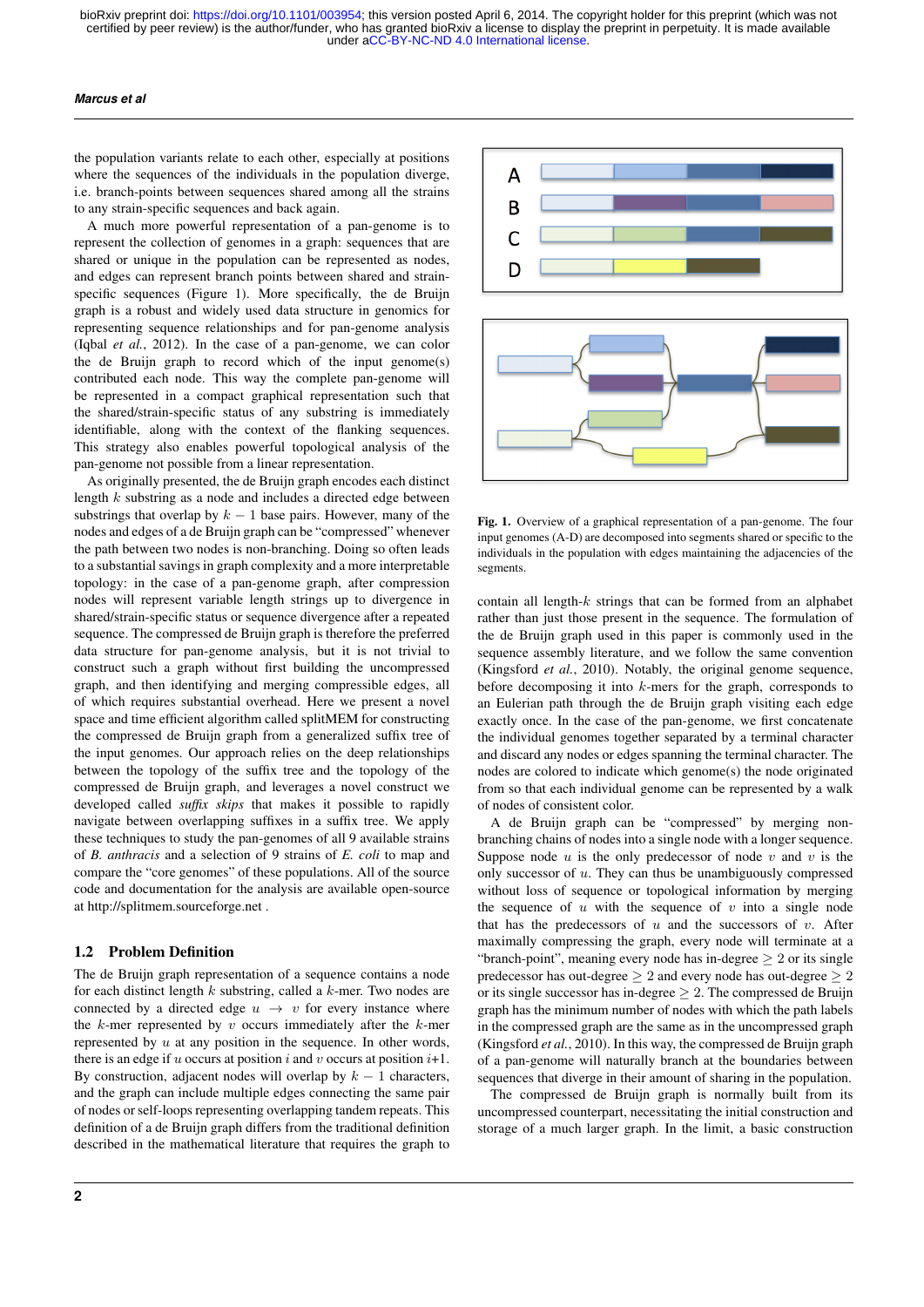the population variants relate to each other, especially at positions where the sequences of the individuals in the population diverge, i.e. branch-points between sequences shared among all the strains to any strain-specific sequences and back again.

A much more powerful representation of a pan-genome is to represent the collection of genomes in a graph: sequences that are shared or unique in the population can be represented as nodes, and edges can represent branch points between shared and strain-specific sequences (Figure 1). More specifically, the de Bruijn graph is a robust and widely used data structure in genomics for representing sequence relationships and for pan-genome analysis (Iqbal *et al.*, 2012). In the case of a pan-genome, we can color the de Bruijn graph to record which of the input genome(s) contributed each node. This way the complete pan-genome will be represented in a compact graphical representation such that the shared/strain-specific status of any substring is immediately identifiable, along with the context of the flanking sequences. This strategy also enables powerful topological analysis of the pan-genome not possible from a linear representation.

As originally presented, the de Bruijn graph encodes each distinct length $k$ substring as a node and includes a directed edge between substrings that overlap by $k-1$ base pairs. However, many of the nodes and edges of a de Bruijn graph can be "compressed" whenever the path between two nodes is non-branching. Doing so often leads to a substantial savings in graph complexity and a more interpretable topology: in the case of a pan-genome graph, after compression nodes will represent variable length strings up to divergence in shared/strain-specific status or sequence divergence after a repeated sequence. The compressed de Bruijn graph is therefore the preferred data structure for pan-genome analysis, but it is not trivial to construct such a graph without first building the uncompressed graph, and then identifying and merging compressible edges, all of which requires substantial overhead. Here we present a novel space and time efficient algorithm called splitMEM for constructing the compressed de Bruijn graph from a generalized suffix tree of the input genomes. Our approach relies on the deep relationships between the topology of the suffix tree and the topology of the compressed de Bruijn graph, and leverages a novel construct we developed called *suffix skips* that makes it possible to rapidly navigate between overlapping suffixes in a suffix tree. We apply these techniques to study the pan-genomes of all 9 available strains of *B. anthracis* and a selection of 9 strains of *E. coli* to map and compare the "core genomes" of these populations. All of the source code and documentation for the analysis are available open-source at http://splitmem.sourceforge.net .

## 1.2 Problem Definition

The de Bruijn graph representation of a sequence contains a node for each distinct length $k$ substring, called a $k$-mer. Two nodes are connected by a directed edge $u \rightarrow v$ for every instance where the $k$-mer represented by $v$ occurs immediately after the $k$-mer represented by $u$ at any position in the sequence. In other words, there is an edge if $u$ occurs at position $i$ and $v$ occurs at position $i$+1. By construction, adjacent nodes will overlap by $k-1$ characters, and the graph can include multiple edges connecting the same pair of nodes or self-loops representing overlapping tandem repeats. This definition of a de Bruijn graph differs from the traditional definition described in the mathematical literature that requires the graph to contain all length-$k$ strings that can be formed from an alphabet rather than just those present in the sequence. The formulation of the de Bruijn graph used in this paper is commonly used in the sequence assembly literature, and we follow the same convention (Kingsford *et al.*, 2010). Notably, the original genome sequence, before decomposing it into $k$-mers for the graph, corresponds to an Eulerian path through the de Bruijn graph visiting each edge exactly once. In the case of the pan-genome, we first concatenate the individual genomes together separated by a terminal character and discard any nodes or edges spanning the terminal character. The nodes are colored to indicate which genome(s) the node originated from so that each individual genome can be represented by a walk of nodes of consistent color.

A de Bruijn graph can be "compressed" by merging non-branching chains of nodes into a single node with a longer sequence. Suppose node $u$ is the only predecessor of node $v$ and $v$ is the only successor of $u$. They can thus be unambiguously compressed without loss of sequence or topological information by merging the sequence of $u$ with the sequence of $v$ into a single node that has the predecessors of $u$ and the successors of $v$. After maximally compressing the graph, every node will terminate at a "branch-point", meaning every node has in-degree $\geq 2$ or its single predecessor has out-degree $\geq 2$ and every node has out-degree $\geq 2$ or its single successor has in-degree $\geq 2$. The compressed de Bruijn graph has the minimum number of nodes with which the path labels in the compressed graph are the same as in the uncompressed graph (Kingsford *et al.*, 2010). In this way, the compressed de Bruijn graph of a pan-genome will naturally branch at the boundaries between sequences that diverge in their amount of sharing in the population.

The compressed de Bruijn graph is normally built from its uncompressed counterpart, necessitating the initial construction and storage of a much larger graph. In the limit, a basic construction

**Fig. 1.** Overview of a graphical representation of a pan-genome. The four input genomes (A-D) are decomposed into segments shared or specific to the individuals in the population with edges maintaining the adjacencies of the segments.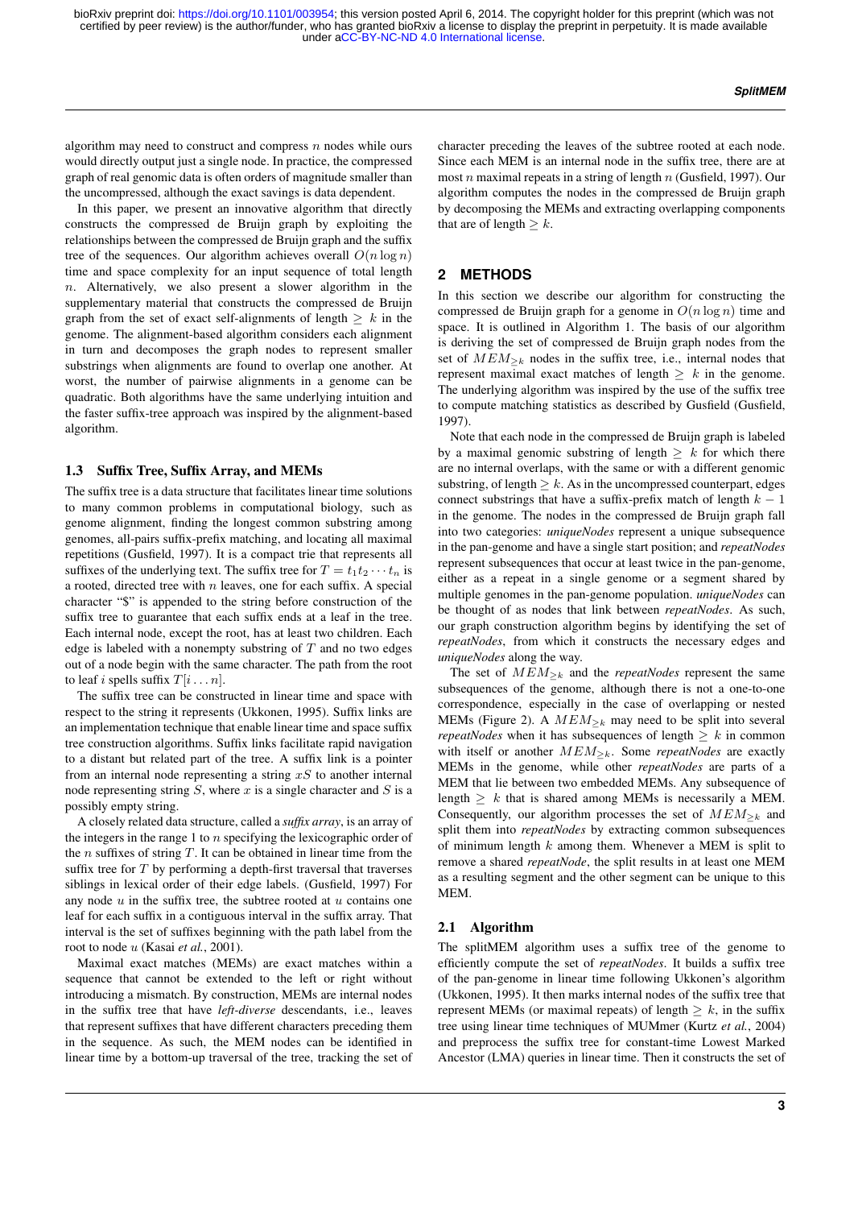algorithm may need to construct and compress $n$ nodes while ours would directly output just a single node. In practice, the compressed graph of real genomic data is often orders of magnitude smaller than the uncompressed, although the exact savings is data dependent.

In this paper, we present an innovative algorithm that directly constructs the compressed de Bruijn graph by exploiting the relationships between the compressed de Bruijn graph and the suffix tree of the sequences. Our algorithm achieves overall $O(n \log n)$ time and space complexity for an input sequence of total length $n$. Alternatively, we also present a slower algorithm in the supplementary material that constructs the compressed de Bruijn graph from the set of exact self-alignments of length $\geq k$ in the genome. The alignment-based algorithm considers each alignment in turn and decomposes the graph nodes to represent smaller substrings when alignments are found to overlap one another. At worst, the number of pairwise alignments in a genome can be quadratic. Both algorithms have the same underlying intuition and the faster suffix-tree approach was inspired by the alignment-based algorithm.

### 1.3 Suffix Tree, Suffix Array, and MEMs

The suffix tree is a data structure that facilitates linear time solutions to many common problems in computational biology, such as genome alignment, finding the longest common substring among genomes, all-pairs suffix-prefix matching, and locating all maximal repetitions (Gusfield, 1997). It is a compact trie that represents all suffixes of the underlying text. The suffix tree for $T = t_1 t_2 \cdots t_n$ is a rooted, directed tree with $n$ leaves, one for each suffix. A special character "$" is appended to the string before construction of the suffix tree to guarantee that each suffix ends at a leaf in the tree. Each internal node, except the root, has at least two children. Each edge is labeled with a nonempty substring of $T$ and no two edges out of a node begin with the same character. The path from the root to leaf $i$ spells suffix $T[i \ldots n]$.

The suffix tree can be constructed in linear time and space with respect to the string it represents (Ukkonen, 1995). Suffix links are an implementation technique that enable linear time and space suffix tree construction algorithms. Suffix links facilitate rapid navigation to a distant but related part of the tree. A suffix link is a pointer from an internal node representing a string $xS$ to another internal node representing string $S$, where $x$ is a single character and $S$ is a possibly empty string.

A closely related data structure, called a *suffix array*, is an array of the integers in the range 1 to $n$ specifying the lexicographic order of the $n$ suffixes of string $T$. It can be obtained in linear time from the suffix tree for $T$ by performing a depth-first traversal that traverses siblings in lexical order of their edge labels. (Gusfield, 1997) For any node $u$ in the suffix tree, the subtree rooted at $u$ contains one leaf for each suffix in a contiguous interval in the suffix array. That interval is the set of suffixes beginning with the path label from the root to node $u$ (Kasai *et al.*, 2001).

Maximal exact matches (MEMs) are exact matches within a sequence that cannot be extended to the left or right without introducing a mismatch. By construction, MEMs are internal nodes in the suffix tree that have *left-diverse* descendants, i.e., leaves that represent suffixes that have different characters preceding them in the sequence. As such, the MEM nodes can be identified in linear time by a bottom-up traversal of the tree, tracking the set of character preceding the leaves of the subtree rooted at each node. Since each MEM is an internal node in the suffix tree, there are at most $n$ maximal repeats in a string of length $n$ (Gusfield, 1997). Our algorithm computes the nodes in the compressed de Bruijn graph by decomposing the MEMs and extracting overlapping components that are of length $\geq k$.

## 2 METHODS

In this section we describe our algorithm for constructing the compressed de Bruijn graph for a genome in $O(n \log n)$ time and space. It is outlined in Algorithm 1. The basis of our algorithm is deriving the set of compressed de Bruijn graph nodes from the set of $MEM_{\geq k}$ nodes in the suffix tree, i.e., internal nodes that represent maximal exact matches of length $\geq k$ in the genome. The underlying algorithm was inspired by the use of the suffix tree to compute matching statistics as described by Gusfield (Gusfield, 1997).

Note that each node in the compressed de Bruijn graph is labeled by a maximal genomic substring of length $\geq k$ for which there are no internal overlaps, with the same or with a different genomic substring, of length $\geq k$. As in the uncompressed counterpart, edges connect substrings that have a suffix-prefix match of length $k-1$ in the genome. The nodes in the compressed de Bruijn graph fall into two categories: *uniqueNodes* represent a unique subsequence in the pan-genome and have a single start position; and *repeatNodes* represent subsequences that occur at least twice in the pan-genome, either as a repeat in a single genome or a segment shared by multiple genomes in the pan-genome population. *uniqueNodes* can be thought of as nodes that link between *repeatNodes*. As such, our graph construction algorithm begins by identifying the set of *repeatNodes*, from which it constructs the necessary edges and *uniqueNodes* along the way.

The set of $MEM_{\geq k}$ and the *repeatNodes* represent the same subsequences of the genome, although there is not a one-to-one correspondence, especially in the case of overlapping or nested MEMs (Figure 2). A $MEM_{\geq k}$ may need to be split into several *repeatNodes* when it has subsequences of length $\geq k$ in common with itself or another $MEM_{\geq k}$. Some *repeatNodes* are exactly MEMs in the genome, while other *repeatNodes* are parts of a MEM that lie between two embedded MEMs. Any subsequence of length $\geq k$ that is shared among MEMs is necessarily a MEM. Consequently, our algorithm processes the set of $MEM_{\geq k}$ and split them into *repeatNodes* by extracting common subsequences of minimum length $k$ among them. Whenever a MEM is split to remove a shared *repeatNode*, the split results in at least one MEM as a resulting segment and the other segment can be unique to this MEM.

### 2.1 Algorithm

The splitMEM algorithm uses a suffix tree of the genome to efficiently compute the set of *repeatNodes*. It builds a suffix tree of the pan-genome in linear time following Ukkonen's algorithm (Ukkonen, 1995). It then marks internal nodes of the suffix tree that represent MEMs (or maximal repeats) of length $\geq k$, in the suffix tree using linear time techniques of MUMmer (Kurtz *et al.*, 2004) and preprocess the suffix tree for constant-time Lowest Marked Ancestor (LMA) queries in linear time. Then it constructs the set of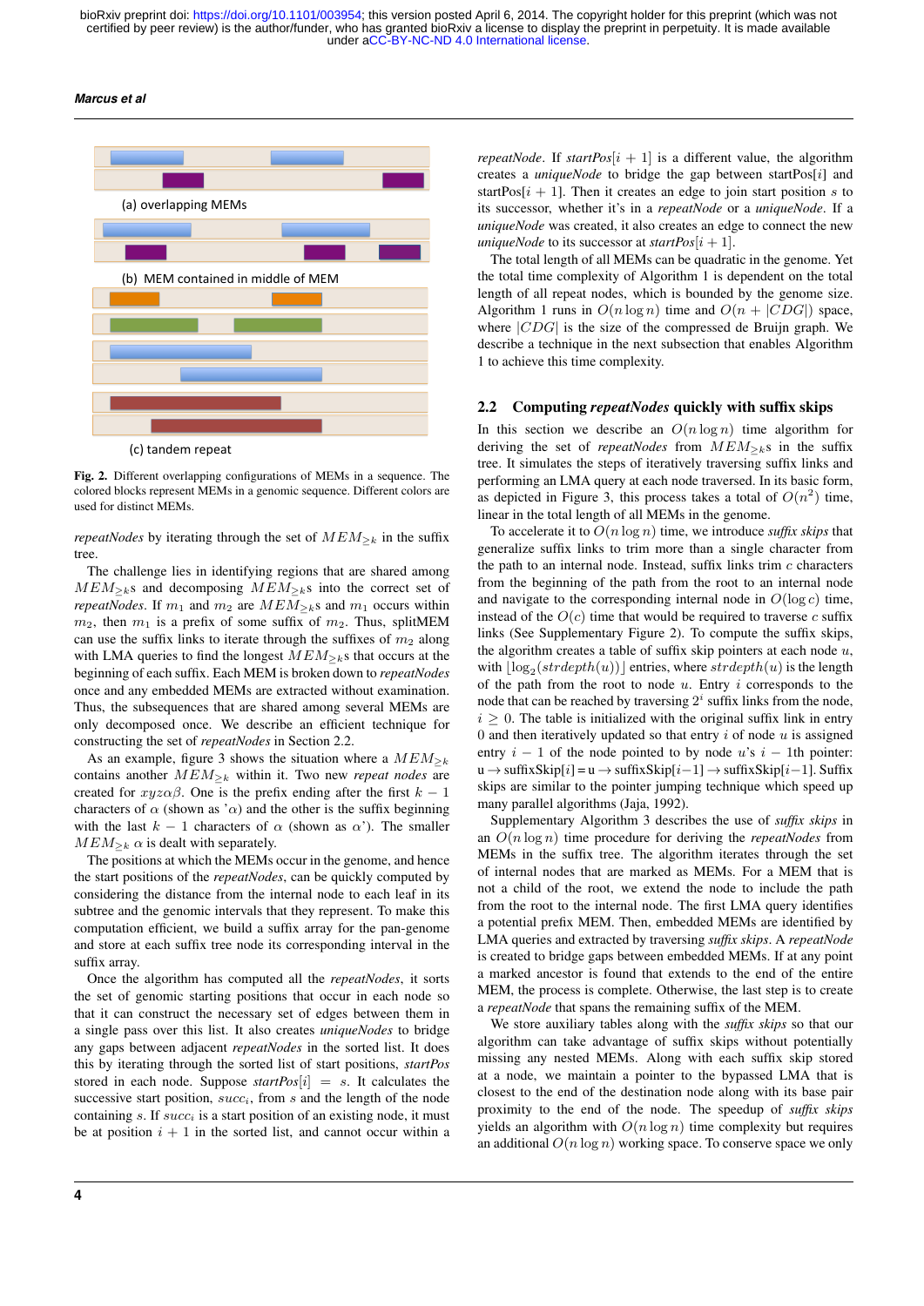(a) overlapping MEMs

(b) MEM contained in middle of MEM

(c) tandem repeat

**Fig. 2.** Different overlapping configurations of MEMs in a sequence. The colored blocks represent MEMs in a genomic sequence. Different colors are used for distinct MEMs.

*repeatNodes* by iterating through the set of $MEM_{\geq k}$ in the suffix tree.

The challenge lies in identifying regions that are shared among $MEM_{\geq k}$s and decomposing $MEM_{\geq k}$s into the correct set of *repeatNodes*. If $m_1$ and $m_2$ are $MEM_{\geq k}$s and $m_1$ occurs within $m_2$, then $m_1$ is a prefix of some suffix of $m_2$. Thus, splitMEM can use the suffix links to iterate through the suffixes of $m_2$ along with LMA queries to find the longest $MEM_{\geq k}$s that occurs at the beginning of each suffix. Each MEM is broken down to *repeatNodes* once and any embedded MEMs are extracted without examination. Thus, the subsequences that are shared among several MEMs are only decomposed once. We describe an efficient technique for constructing the set of *repeatNodes* in Section 2.2.

As an example, figure 3 shows the situation where a $MEM_{\geq k}$ contains another $MEM_{\geq k}$ within it. Two new *repeat nodes* are created for $xyz\alpha\beta$. One is the prefix ending after the first $k-1$ characters of $\alpha$ (shown as '$\alpha$) and the other is the suffix beginning with the last $k-1$ characters of $\alpha$ (shown as $\alpha$'). The smaller $MEM_{\geq k}$ $\alpha$ is dealt with separately.

The positions at which the MEMs occur in the genome, and hence the start positions of the *repeatNodes*, can be quickly computed by considering the distance from the internal node to each leaf in its subtree and the genomic intervals that they represent. To make this computation efficient, we build a suffix array for the pan-genome and store at each suffix tree node its corresponding interval in the suffix array.

Once the algorithm has computed all the *repeatNodes*, it sorts the set of genomic starting positions that occur in each node so that it can construct the necessary set of edges between them in a single pass over this list. It also creates *uniqueNodes* to bridge any gaps between adjacent *repeatNodes* in the sorted list. It does this by iterating through the sorted list of start positions, *startPos* stored in each node. Suppose *startPos*$[i] = s$. It calculates the successive start position, $succ_i$, from $s$ and the length of the node containing $s$. If $succ_i$ is a start position of an existing node, it must be at position $i+1$ in the sorted list, and cannot occur within a *repeatNode*. If *startPos*$[i+1]$ is a different value, the algorithm creates a *uniqueNode* to bridge the gap between startPos$[i]$ and startPos$[i+1]$. Then it creates an edge to join start position $s$ to its successor, whether it's in a *repeatNode* or a *uniqueNode*. If a *uniqueNode* was created, it also creates an edge to connect the new *uniqueNode* to its successor at *startPos*$[i+1]$.

The total length of all MEMs can be quadratic in the genome. Yet the total time complexity of Algorithm 1 is dependent on the total length of all repeat nodes, which is bounded by the genome size. Algorithm 1 runs in $O(n \log n)$ time and $O(n + |CDG|)$ space, where $|CDG|$ is the size of the compressed de Bruijn graph. We describe a technique in the next subsection that enables Algorithm 1 to achieve this time complexity.

## 2.2 Computing *repeatNodes* quickly with suffix skips

In this section we describe an $O(n \log n)$ time algorithm for deriving the set of *repeatNodes* from $MEM_{\geq k}$s in the suffix tree. It simulates the steps of iteratively traversing suffix links and performing an LMA query at each node traversed. In its basic form, as depicted in Figure 3, this process takes a total of $O(n^2)$ time, linear in the total length of all MEMs in the genome.

To accelerate it to $O(n \log n)$ time, we introduce *suffix skips* that generalize suffix links to trim more than a single character from the path to an internal node. Instead, suffix links trim $c$ characters from the beginning of the path from the root to an internal node and navigate to the corresponding internal node in $O(\log c)$ time, instead of the $O(c)$ time that would be required to traverse $c$ suffix links (See Supplementary Figure 2). To compute the suffix skips, the algorithm creates a table of suffix skip pointers at each node $u$, with $\lfloor \log_2(strdepth(u)) \rfloor$ entries, where $strdepth(u)$ is the length of the path from the root to node $u$. Entry $i$ corresponds to the node that can be reached by traversing $2^i$ suffix links from the node, $i \geq 0$. The table is initialized with the original suffix link in entry 0 and then iteratively updated so that entry $i$ of node $u$ is assigned entry $i-1$ of the node pointed to by node $u$'s $i-1$th pointer: u → suffixSkip$[i]$ = u → suffixSkip$[i-1]$ → suffixSkip$[i-1]$. Suffix skips are similar to the pointer jumping technique which speed up many parallel algorithms (Jaja, 1992).

Supplementary Algorithm 3 describes the use of *suffix skips* in an $O(n \log n)$ time procedure for deriving the *repeatNodes* from MEMs in the suffix tree. The algorithm iterates through the set of internal nodes that are marked as MEMs. For a MEM that is not a child of the root, we extend the node to include the path from the root to the internal node. The first LMA query identifies a potential prefix MEM. Then, embedded MEMs are identified by LMA queries and extracted by traversing *suffix skips*. A *repeatNode* is created to bridge gaps between embedded MEMs. If at any point a marked ancestor is found that extends to the end of the entire MEM, the process is complete. Otherwise, the last step is to create a *repeatNode* that spans the remaining suffix of the MEM.

We store auxiliary tables along with the *suffix skips* so that our algorithm can take advantage of suffix skips without potentially missing any nested MEMs. Along with each suffix skip stored at a node, we maintain a pointer to the bypassed LMA that is closest to the end of the destination node along with its base pair proximity to the end of the node. The speedup of *suffix skips* yields an algorithm with $O(n \log n)$ time complexity but requires an additional $O(n \log n)$ working space. To conserve space we only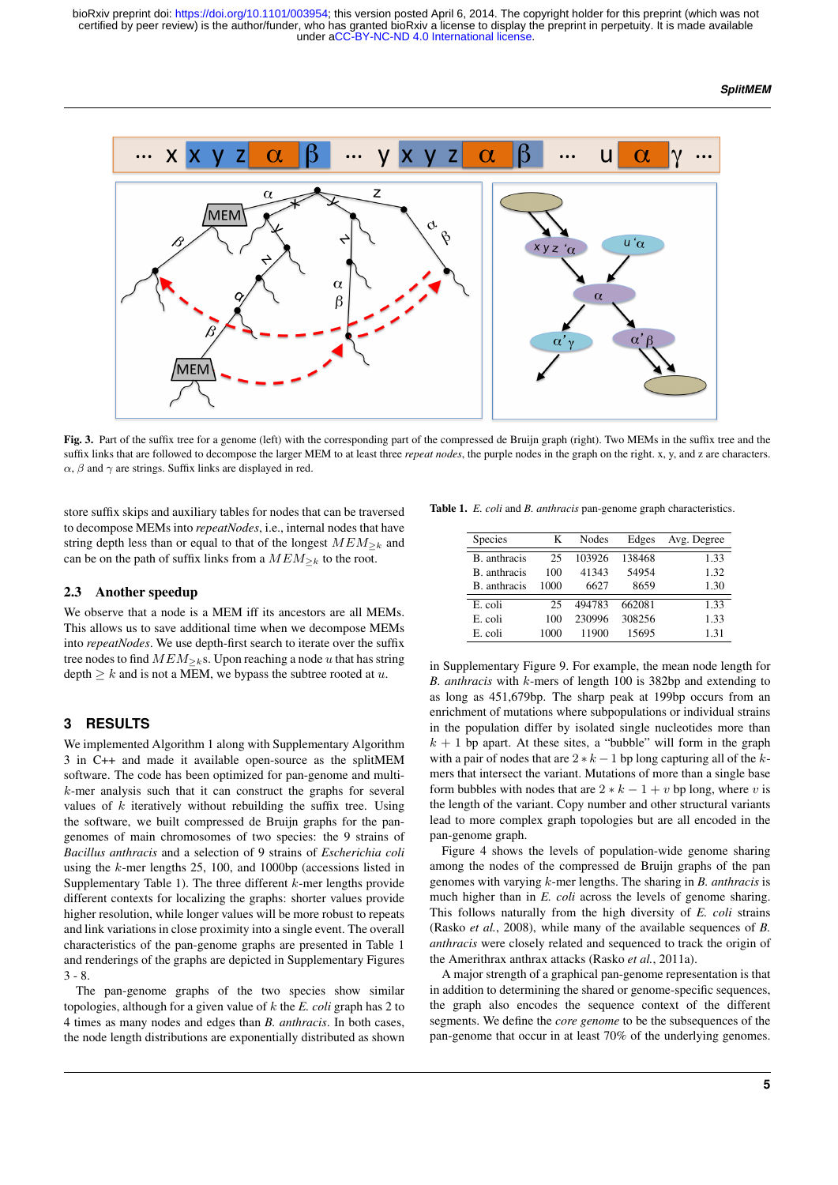Fig. 3. Part of the suffix tree for a genome (left) with the corresponding part of the compressed de Bruijn graph (right). Two MEMs in the suffix tree and the suffix links that are followed to decompose the larger MEM to at least three *repeat nodes*, the purple nodes in the graph on the right. x, y, and z are characters. $\alpha$, $\beta$ and $\gamma$ are strings. Suffix links are displayed in red.

store suffix skips and auxiliary tables for nodes that can be traversed to decompose MEMs into *repeatNodes*, i.e., internal nodes that have string depth less than or equal to that of the longest $MEM_{\geq k}$ and can be on the path of suffix links from a $MEM_{\geq k}$ to the root.

### 2.3 Another speedup

We observe that a node is a MEM iff its ancestors are all MEMs. This allows us to save additional time when we decompose MEMs into *repeatNodes*. We use depth-first search to iterate over the suffix tree nodes to find $MEM_{\geq k}$s. Upon reaching a node $u$ that has string depth $\geq k$ and is not a MEM, we bypass the subtree rooted at $u$.

## 3 RESULTS

We implemented Algorithm 1 along with Supplementary Algorithm 3 in C++ and made it available open-source as the splitMEM software. The code has been optimized for pan-genome and multi-$k$-mer analysis such that it can construct the graphs for several values of $k$ iteratively without rebuilding the suffix tree. Using the software, we built compressed de Bruijn graphs for the pan-genomes of main chromosomes of two species: the 9 strains of *Bacillus anthracis* and a selection of 9 strains of *Escherichia coli* using the $k$-mer lengths 25, 100, and 1000bp (accessions listed in Supplementary Table 1). The three different $k$-mer lengths provide different contexts for localizing the graphs: shorter values provide higher resolution, while longer values will be more robust to repeats and link variations in close proximity into a single event. The overall characteristics of the pan-genome graphs are presented in Table 1 and renderings of the graphs are depicted in Supplementary Figures 3 - 8.

The pan-genome graphs of the two species show similar topologies, although for a given value of $k$ the *E. coli* graph has 2 to 4 times as many nodes and edges than *B. anthracis*. In both cases, the node length distributions are exponentially distributed as shown in Supplementary Figure 9. For example, the mean node length for *B. anthracis* with $k$-mers of length 100 is 382bp and extending to as long as 451,679bp. The sharp peak at 199bp occurs from an enrichment of mutations where subpopulations or individual strains in the population differ by isolated single nucleotides more than $k+1$ bp apart. At these sites, a "bubble" will form in the graph with a pair of nodes that are $2*k-1$ bp long capturing all of the $k$-mers that intersect the variant. Mutations of more than a single base form bubbles with nodes that are $2*k-1+v$ bp long, where $v$ is the length of the variant. Copy number and other structural variants lead to more complex graph topologies but are all encoded in the pan-genome graph.

**Table 1.** *E. coli* and *B. anthracis* pan-genome graph characteristics.

| Species | K | Nodes | Edges | Avg. Degree |
|---|---|---|---|---|
| B. anthracis | 25 | 103926 | 138468 | 1.33 |
| B. anthracis | 100 | 41343 | 54954 | 1.32 |
| B. anthracis | 1000 | 6627 | 8659 | 1.30 |
| E. coli | 25 | 494783 | 662081 | 1.33 |
| E. coli | 100 | 230996 | 308256 | 1.33 |
| E. coli | 1000 | 11900 | 15695 | 1.31 |

Figure 4 shows the levels of population-wide genome sharing among the nodes of the compressed de Bruijn graphs of the pan genomes with varying $k$-mer lengths. The sharing in *B. anthracis* is much higher than in *E. coli* across the levels of genome sharing. This follows naturally from the high diversity of *E. coli* strains (Rasko *et al.*, 2008), while many of the available sequences of *B. anthracis* were closely related and sequenced to track the origin of the Amerithrax anthrax attacks (Rasko *et al.*, 2011a).

A major strength of a graphical pan-genome representation is that in addition to determining the shared or genome-specific sequences, the graph also encodes the sequence context of the different segments. We define the *core genome* to be the subsequences of the pan-genome that occur in at least 70% of the underlying genomes.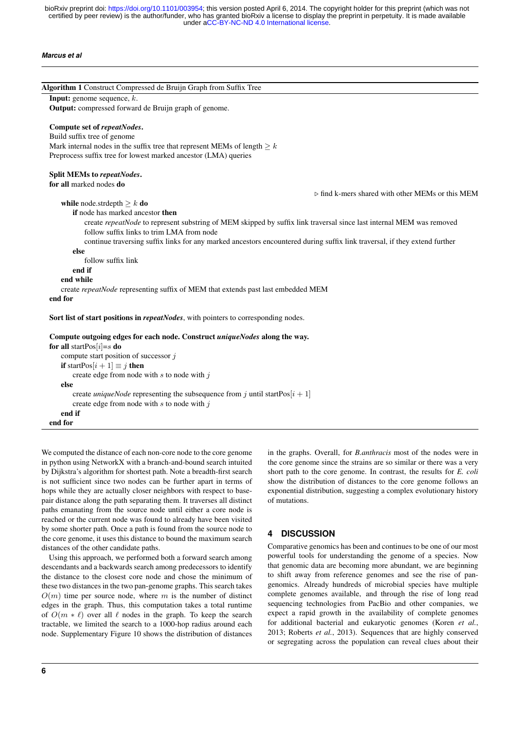**Algorithm 1** Construct Compressed de Bruijn Graph from Suffix Tree

```
Input: genome sequence, k.
Output: compressed forward de Bruijn graph of genome.

Compute set of repeatNodes.
Build suffix tree of genome
Mark internal nodes in the suffix tree that represent MEMs of length ≥ k
Preprocess suffix tree for lowest marked ancestor (LMA) queries

Split MEMs to repeatNodes.
for all marked nodes do
                                        ▷ find k-mers shared with other MEMs or this MEM
    while node.strdepth ≥ k do
        if node has marked ancestor then
            create repeatNode to represent substring of MEM skipped by suffix link traversal since last internal MEM was removed
            follow suffix links to trim LMA from node
            continue traversing suffix links for any marked ancestors encountered during suffix link traversal, if they extend further
        else
            follow suffix link
        end if
    end while
    create repeatNode representing suffix of MEM that extends past last embedded MEM
end for

Sort list of start positions in repeatNodes, with pointers to corresponding nodes.

Compute outgoing edges for each node. Construct uniqueNodes along the way.
for all startPos[i]=s do
    compute start position of successor j
    if startPos[i+1] ≡ j then
        create edge from node with s to node with j
    else
        create uniqueNode representing the subsequence from j until startPos[i+1]
        create edge from node with s to node with j
    end if
end for
```

We computed the distance of each non-core node to the core genome in python using NetworkX with a branch-and-bound search intuited by Dijkstra's algorithm for shortest path. Note a breadth-first search is not sufficient since two nodes can be further apart in terms of hops while they are actually closer neighbors with respect to base-pair distance along the path separating them. It traverses all distinct paths emanating from the source node until either a core node is reached or the current node was found to already have been visited by some shorter path. Once a path is found from the source node to the core genome, it uses this distance to bound the maximum search distances of the other candidate paths.

Using this approach, we performed both a forward search among descendants and a backwards search among predecessors to identify the distance to the closest core node and chose the minimum of these two distances in the two pan-genome graphs. This search takes $O(m)$ time per source node, where $m$ is the number of distinct edges in the graph. Thus, this computation takes a total runtime of $O(m * \ell)$ over all $\ell$ nodes in the graph. To keep the search tractable, we limited the search to a 1000-hop radius around each node. Supplementary Figure 10 shows the distribution of distances in the graphs. Overall, for *B.anthracis* most of the nodes were in the core genome since the strains are so similar or there was a very short path to the core genome. In contrast, the results for *E. coli* show the distribution of distances to the core genome follows an exponential distribution, suggesting a complex evolutionary history of mutations.

## 4 DISCUSSION

Comparative genomics has been and continues to be one of our most powerful tools for understanding the genome of a species. Now that genomic data are becoming more abundant, we are beginning to shift away from reference genomes and see the rise of pan-genomics. Already hundreds of microbial species have multiple complete genomes available, and through the rise of long read sequencing technologies from PacBio and other companies, we expect a rapid growth in the availability of complete genomes for additional bacterial and eukaryotic genomes (Koren *et al.*, 2013; Roberts *et al.*, 2013). Sequences that are highly conserved or segregating across the population can reveal clues about their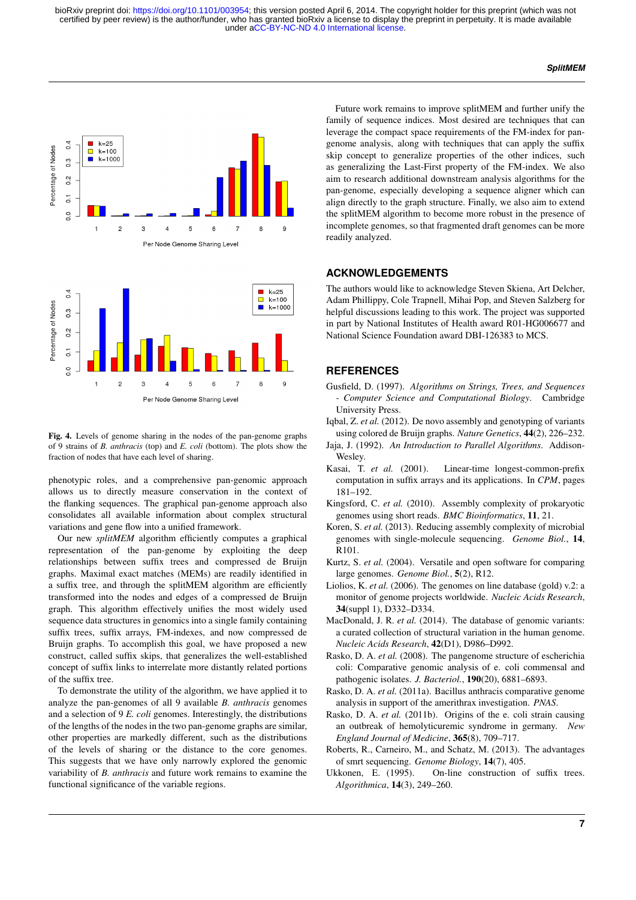k=25
k=100
k=1000

Percentage of Nodes

0.0 0.1 0.2 0.3 0.4

1 2 3 4 5 6 7 8 9

Per Node Genome Sharing Level

k=25
k=100
k=1000

Percentage of Nodes

0.0 0.1 0.2 0.3 0.4

1 2 3 4 5 6 7 8 9

Per Node Genome Sharing Level

**Fig. 4.** Levels of genome sharing in the nodes of the pan-genome graphs of 9 strains of *B. anthracis* (top) and *E. coli* (bottom). The plots show the fraction of nodes that have each level of sharing.

phenotypic roles, and a comprehensive pan-genomic approach allows us to directly measure conservation in the context of the flanking sequences. The graphical pan-genome approach also consolidates all available information about complex structural variations and gene flow into a unified framework.

Our new *splitMEM* algorithm efficiently computes a graphical representation of the pan-genome by exploiting the deep relationships between suffix trees and compressed de Bruijn graphs. Maximal exact matches (MEMs) are readily identified in a suffix tree, and through the splitMEM algorithm are efficiently transformed into the nodes and edges of a compressed de Bruijn graph. This algorithm effectively unifies the most widely used sequence data structures in genomics into a single family containing suffix trees, suffix arrays, FM-indexes, and now compressed de Bruijn graphs. To accomplish this goal, we have proposed a new construct, called suffix skips, that generalizes the well-established concept of suffix links to interrelate more distantly related portions of the suffix tree.

To demonstrate the utility of the algorithm, we have applied it to analyze the pan-genomes of all 9 available *B. anthracis* genomes and a selection of 9 *E. coli* genomes. Interestingly, the distributions of the lengths of the nodes in the two pan-genome graphs are similar, other properties are markedly different, such as the distributions of the levels of sharing or the distance to the core genomes. This suggests that we have only narrowly explored the genomic variability of *B. anthracis* and future work remains to examine the functional significance of the variable regions.

Future work remains to improve splitMEM and further unify the family of sequence indices. Most desired are techniques that can leverage the compact space requirements of the FM-index for pan-genome analysis, along with techniques that can apply the suffix skip concept to generalize properties of the other indices, such as generalizing the Last-First property of the FM-index. We also aim to research additional downstream analysis algorithms for the pan-genome, especially developing a sequence aligner which can align directly to the graph structure. Finally, we also aim to extend the splitMEM algorithm to become more robust in the presence of incomplete genomes, so that fragmented draft genomes can be more readily analyzed.

## ACKNOWLEDGEMENTS

The authors would like to acknowledge Steven Skiena, Art Delcher, Adam Phillippy, Cole Trapnell, Mihai Pop, and Steven Salzberg for helpful discussions leading to this work. The project was supported in part by National Institutes of Health award R01-HG006677 and National Science Foundation award DBI-126383 to MCS.

## REFERENCES

Gusfield, D. (1997). *Algorithms on Strings, Trees, and Sequences - Computer Science and Computational Biology*. Cambridge University Press.

Iqbal, Z. *et al.* (2012). De novo assembly and genotyping of variants using colored de Bruijn graphs. *Nature Genetics*, **44**(2), 226–232.

Jaja, J. (1992). *An Introduction to Parallel Algorithms*. Addison-Wesley.

Kasai, T. *et al.* (2001). Linear-time longest-common-prefix computation in suffix arrays and its applications. In *CPM*, pages 181–192.

Kingsford, C. *et al.* (2010). Assembly complexity of prokaryotic genomes using short reads. *BMC Bioinformatics*, **11**, 21.

Koren, S. *et al.* (2013). Reducing assembly complexity of microbial genomes with single-molecule sequencing. *Genome Biol.*, **14**, R101.

Kurtz, S. *et al.* (2004). Versatile and open software for comparing large genomes. *Genome Biol.*, **5**(2), R12.

Liolios, K. *et al.* (2006). The genomes on line database (gold) v.2: a monitor of genome projects worldwide. *Nucleic Acids Research*, **34**(suppl 1), D332–D334.

MacDonald, J. R. *et al.* (2014). The database of genomic variants: a curated collection of structural variation in the human genome. *Nucleic Acids Research*, **42**(D1), D986–D992.

Rasko, D. A. *et al.* (2008). The pangenome structure of escherichia coli: Comparative genomic analysis of e. coli commensal and pathogenic isolates. *J. Bacteriol.*, **190**(20), 6881–6893.

Rasko, D. A. *et al.* (2011a). Bacillus anthracis comparative genome analysis in support of the amerithrax investigation. *PNAS*.

Rasko, D. A. *et al.* (2011b). Origins of the e. coli strain causing an outbreak of hemolyticuremic syndrome in germany. *New England Journal of Medicine*, **365**(8), 709–717.

Roberts, R., Carneiro, M., and Schatz, M. (2013). The advantages of smrt sequencing. *Genome Biology*, **14**(7), 405.

Ukkonen, E. (1995). On-line construction of suffix trees. *Algorithmica*, **14**(3), 249–260.